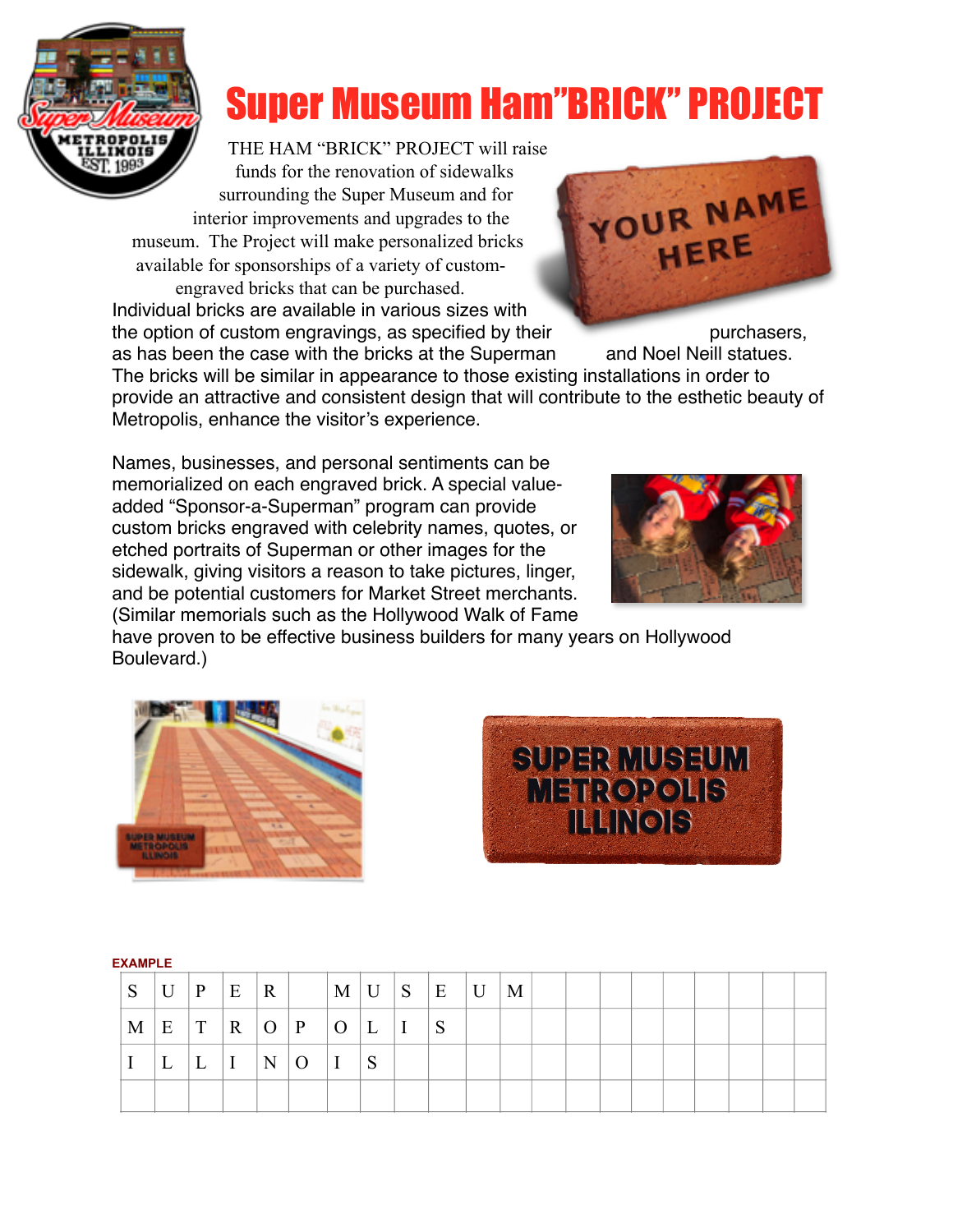# Super Museum Ham"BRICK" PROJECT

THE HAM "BRICK" PROJECT will raise funds for the renovation of sidewalks surrounding the Super Museum and for interior improvements and upgrades to the museum. The Project will make personalized bricks available for sponsorships of a variety of custom-engraved bricks that can be purchased. Individual bricks are available in various sizes with the option of custom engravings, as specified by their purchasers, as has been the case with the bricks at the Superman and Noel Neill statues. The bricks will be similar in appearance to those existing installations in order to provide an attractive and consistent design that will contribute to the esthetic beauty of Metropolis, enhance the visitor's experience.

Names, businesses, and personal sentiments can be memorialized on each engraved brick. A special value-added "Sponsor-a-Superman" program can provide custom bricks engraved with celebrity names, quotes, or etched portraits of Superman or other images for the sidewalk, giving visitors a reason to take pictures, linger, and be potential customers for Market Street merchants. (Similar memorials such as the Hollywood Walk of Fame have proven to be effective business builders for many years on Hollywood Boulevard.)

**EXAMPLE**

| | | | | | | | | | | | | | | | | | | | | |
|---|---|---|---|---|---|---|---|---|---|---|---|---|---|---|---|---|---|---|---|---|
| S | U | P | E | R | | M | U | S | E | U | M | | | | | | | | | |
| M | E | T | R | O | P | O | L | I | S | | | | | | | | | | | |
| I | L | L | I | N | O | I | S | | | | | | | | | | | | | |
| | | | | | | | | | | | | | | | | | | | | |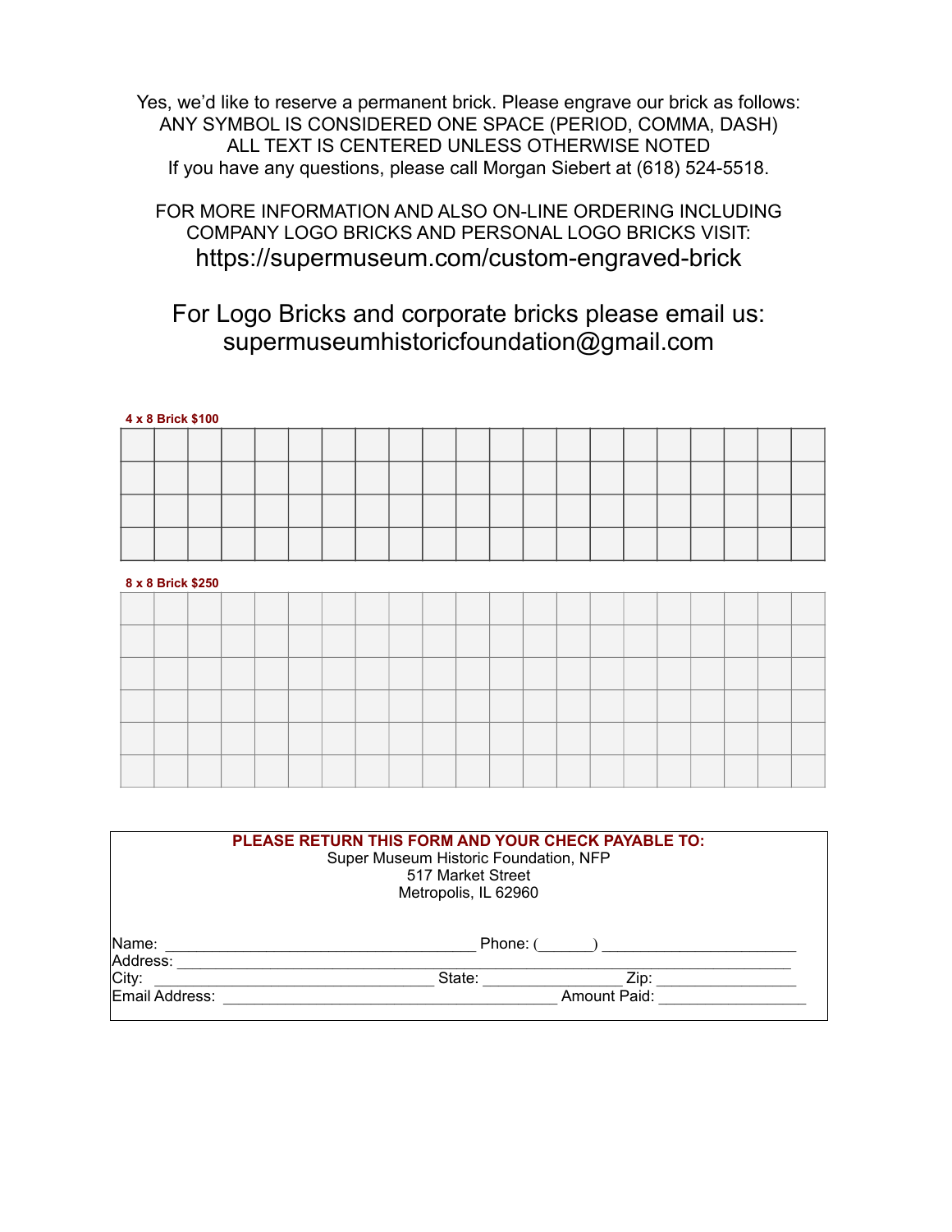Yes, we'd like to reserve a permanent brick. Please engrave our brick as follows:
ANY SYMBOL IS CONSIDERED ONE SPACE (PERIOD, COMMA, DASH)
ALL TEXT IS CENTERED UNLESS OTHERWISE NOTED
If you have any questions, please call Morgan Siebert at (618) 524-5518.

FOR MORE INFORMATION AND ALSO ON-LINE ORDERING INCLUDING COMPANY LOGO BRICKS AND PERSONAL LOGO BRICKS VISIT:
https://supermuseum.com/custom-engraved-brick

For Logo Bricks and corporate bricks please email us:
supermuseumhistoricfoundation@gmail.com

**4 x 8 Brick $100**

| | | | | | | | | | | | | | | | | | | | | |
|---|---|---|---|---|---|---|---|---|---|---|---|---|---|---|---|---|---|---|---|---|
| | | | | | | | | | | | | | | | | | | | | |
| | | | | | | | | | | | | | | | | | | | | |
| | | | | | | | | | | | | | | | | | | | | |

**8 x 8 Brick $250**

| | | | | | | | | | | | | | | | | | | | | |
|---|---|---|---|---|---|---|---|---|---|---|---|---|---|---|---|---|---|---|---|---|
| | | | | | | | | | | | | | | | | | | | | |
| | | | | | | | | | | | | | | | | | | | | |
| | | | | | | | | | | | | | | | | | | | | |
| | | | | | | | | | | | | | | | | | | | | |
| | | | | | | | | | | | | | | | | | | | | |

**PLEASE RETURN THIS FORM AND YOUR CHECK PAYABLE TO:**
Super Museum Historic Foundation, NFP
517 Market Street
Metropolis, IL 62960

Name: ______________________________ Phone: (______) ____________________
Address: ______________________________________________________________
City: ____________________________ State: ______________ Zip: ______________
Email Address: __________________________________ Amount Paid: _______________